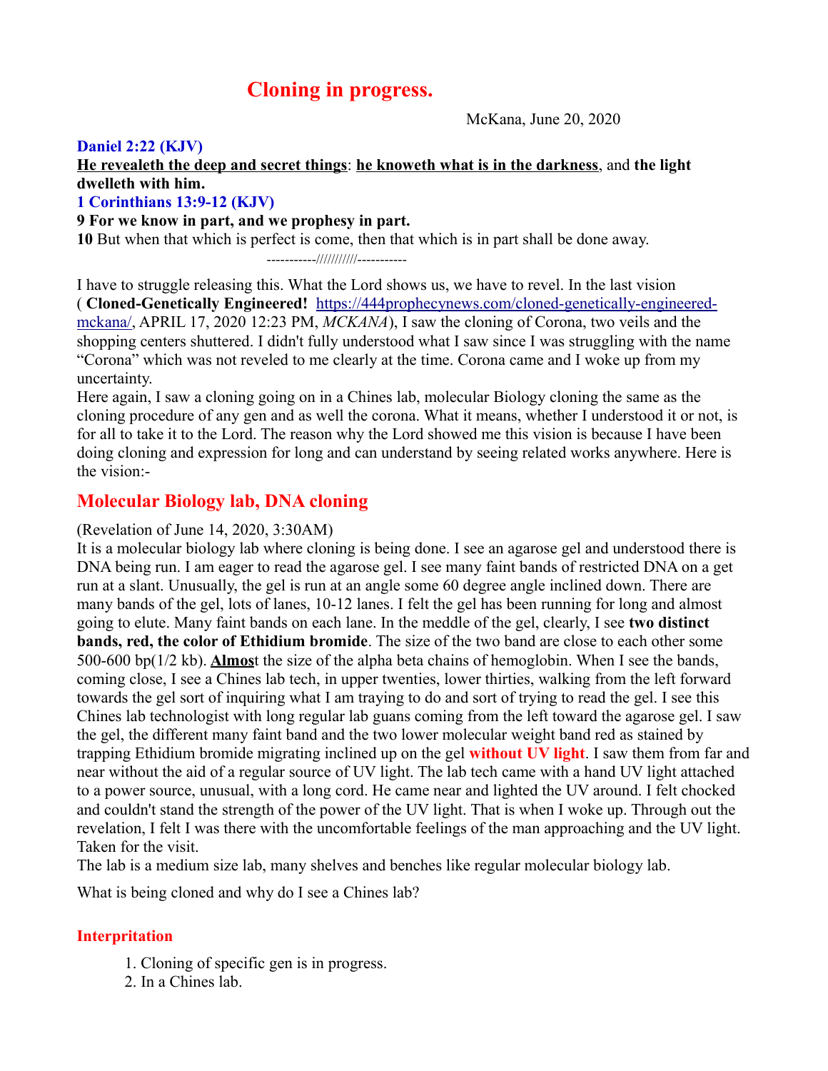# Cloning in progress.

McKana, June 20, 2020

**Daniel 2:22 (KJV)**

**He revealeth the deep and secret things**: **he knoweth what is in the darkness**, and **the light dwelleth with him.**

**1 Corinthians 13:9-12 (KJV)**

**9 For we know in part, and we prophesy in part.**

**10** But when that which is perfect is come, then that which is in part shall be done away.

-----------///////////-----------

I have to struggle releasing this. What the Lord shows us, we have to revel. In the last vision ( **Cloned-Genetically Engineered!** https://444prophecynews.com/cloned-genetically-engineered-mckana/, APRIL 17, 2020 12:23 PM, *MCKANA*), I saw the cloning of Corona, two veils and the shopping centers shuttered. I didn't fully understand what I saw since I was struggling with the name "Corona" which was not reveled to me clearly at the time. Corona came and I woke up from my uncertainty.

Here again, I saw a cloning going on in a Chines lab, molecular Biology cloning the same as the cloning procedure of any gen and as well the corona. What it means, whether I understood it or not, is for all to take it to the Lord. The reason why the Lord showed me this vision is because I have been doing cloning and expression for long and can understand by seeing related works anywhere. Here is the vision:-

## Molecular Biology lab, DNA cloning

(Revelation of June 14, 2020, 3:30AM)

It is a molecular biology lab where cloning is being done. I see an agarose gel and understood there is DNA being run. I am eager to read the agarose gel. I see many faint bands of restricted DNA on a get run at a slant. Unusually, the gel is run at an angle some 60 degree angle inclined down. There are many bands of the gel, lots of lanes, 10-12 lanes. I felt the gel has been running for long and almost going to elute. Many faint bands on each lane. In the meddle of the gel, clearly, I see **two distinct bands, red, the color of Ethidium bromide**. The size of the two band are close to each other some 500-600 bp(1/2 kb). **Almos**t the size of the alpha beta chains of hemoglobin. When I see the bands, coming close, I see a Chines lab tech, in upper twenties, lower thirties, walking from the left forward towards the gel sort of inquiring what I am traying to do and sort of trying to read the gel. I see this Chines lab technologist with long regular lab guans coming from the left toward the agarose gel. I saw the gel, the different many faint band and the two lower molecular weight band red as stained by trapping Ethidium bromide migrating inclined up on the gel **without UV light**. I saw them from far and near without the aid of a regular source of UV light. The lab tech came with a hand UV light attached to a power source, unusual, with a long cord. He came near and lighted the UV around. I felt chocked and couldn't stand the strength of the power of the UV light. That is when I woke up. Through out the revelation, I felt I was there with the uncomfortable feelings of the man approaching and the UV light. Taken for the visit.

The lab is a medium size lab, many shelves and benches like regular molecular biology lab.

What is being cloned and why do I see a Chines lab?

### Interpritation

1. Cloning of specific gen is in progress.
2. In a Chines lab.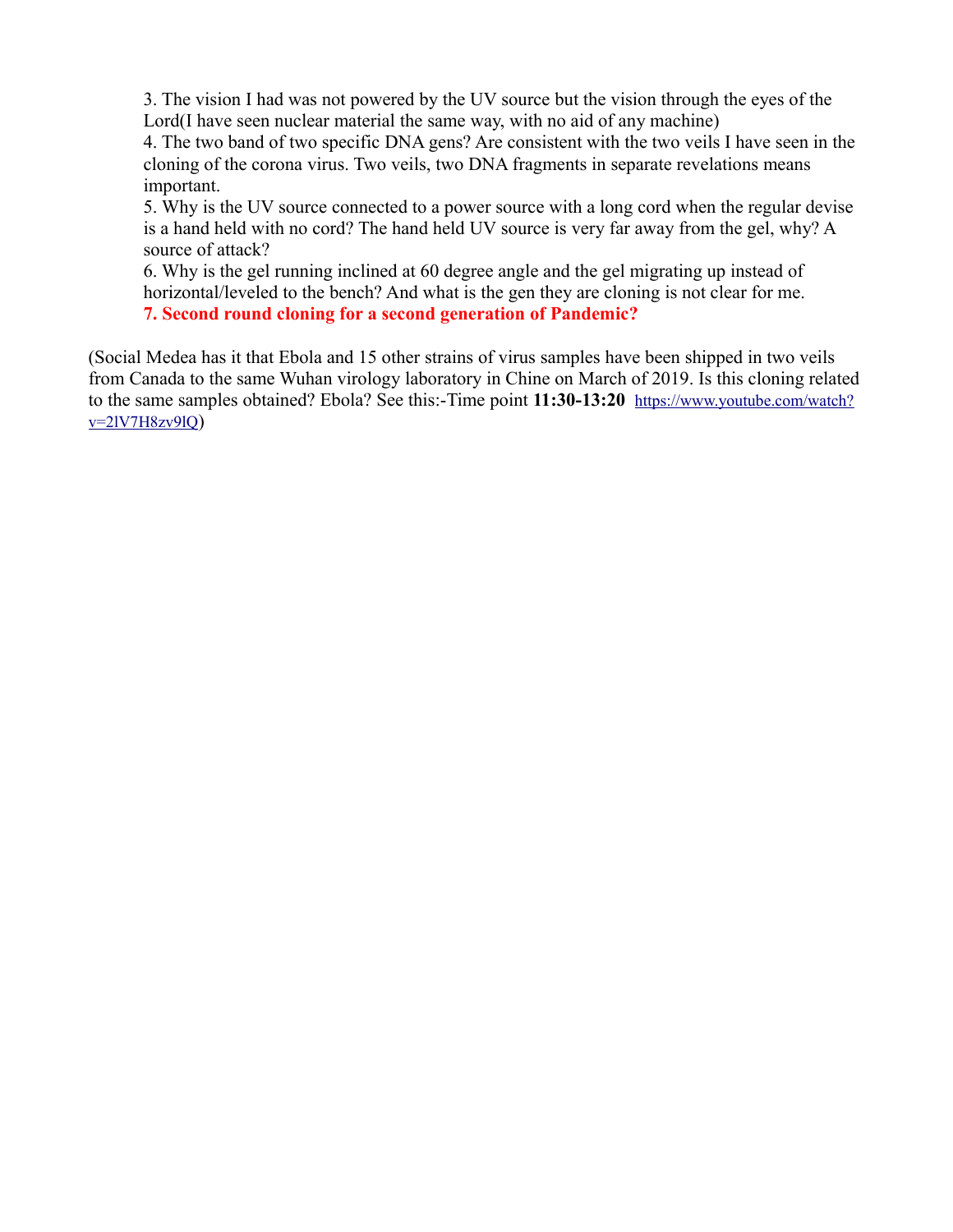3. The vision I had was not powered by the UV source but the vision through the eyes of the Lord(I have seen nuclear material the same way, with no aid of any machine)
4. The two band of two specific DNA gens? Are consistent with the two veils I have seen in the cloning of the corona virus. Two veils, two DNA fragments in separate revelations means important.
5. Why is the UV source connected to a power source with a long cord when the regular devise is a hand held with no cord? The hand held UV source is very far away from the gel, why? A source of attack?
6. Why is the gel running inclined at 60 degree angle and the gel migrating up instead of horizontal/leveled to the bench? And what is the gen they are cloning is not clear for me.
**7. Second round cloning for a second generation of Pandemic?**

(Social Medea has it that Ebola and 15 other strains of virus samples have been shipped in two veils from Canada to the same Wuhan virology laboratory in Chine on March of 2019. Is this cloning related to the same samples obtained? Ebola? See this:-Time point **11:30-13:20** [https://www.youtube.com/watch?v=2lV7H8zv9lQ](https://www.youtube.com/watch?v=2lV7H8zv9lQ))